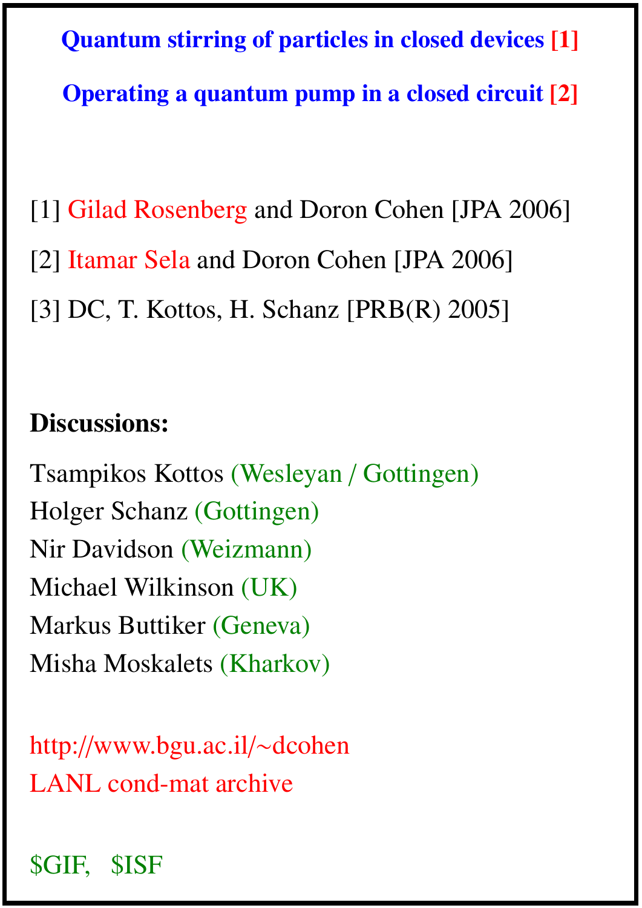# Quantum stirring of particles in closed devices [1]

# Operating a quantum pump in a closed circuit [2]

[1] Gilad Rosenberg and Doron Cohen [JPA 2006]

[2] Itamar Sela and Doron Cohen [JPA 2006]

[3] DC, T. Kottos, H. Schanz [PRB(R) 2005]

**Discussions:**

Tsampikos Kottos (Wesleyan / Gottingen)
Holger Schanz (Gottingen)
Nir Davidson (Weizmann)
Michael Wilkinson (UK)
Markus Buttiker (Geneva)
Misha Moskalets (Kharkov)

http://www.bgu.ac.il/~dcohen
LANL cond-mat archive

$GIF, $ISF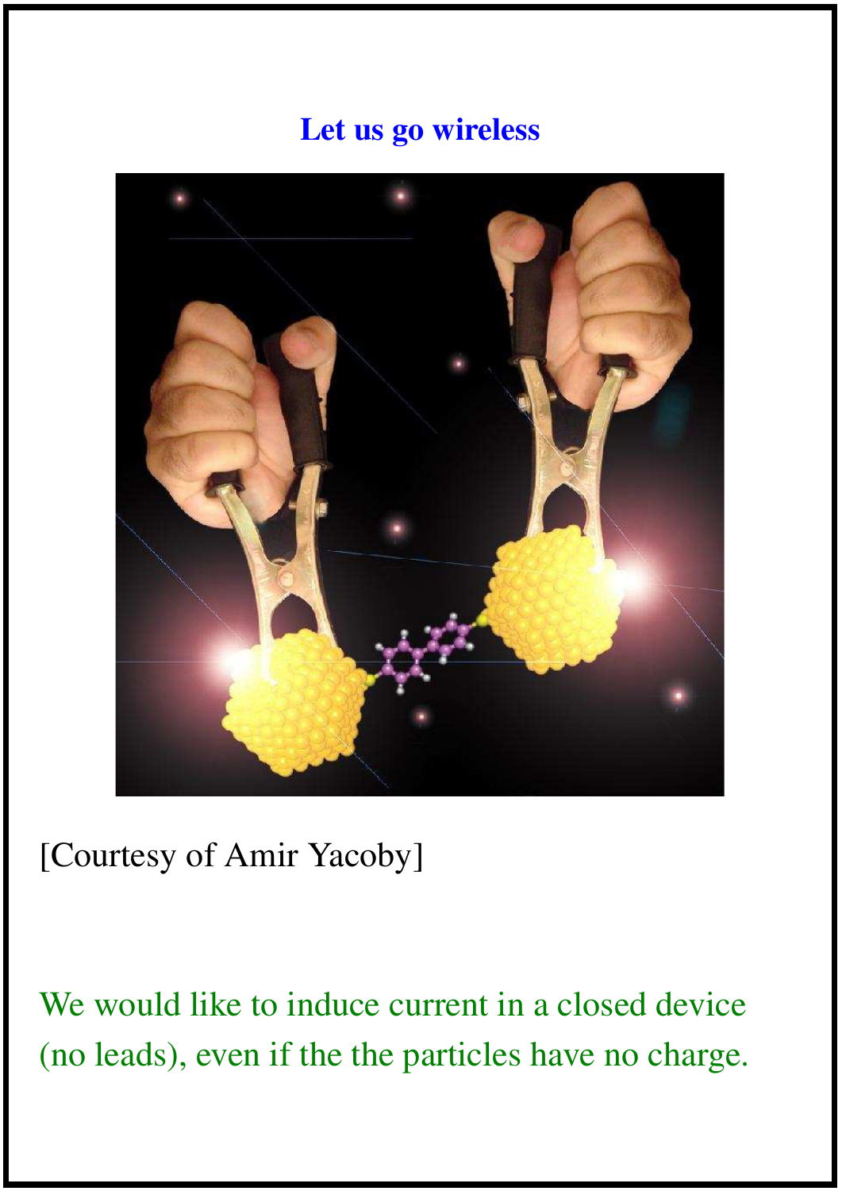## Let us go wireless

[Courtesy of Amir Yacoby]

We would like to induce current in a closed device (no leads), even if the the particles have no charge.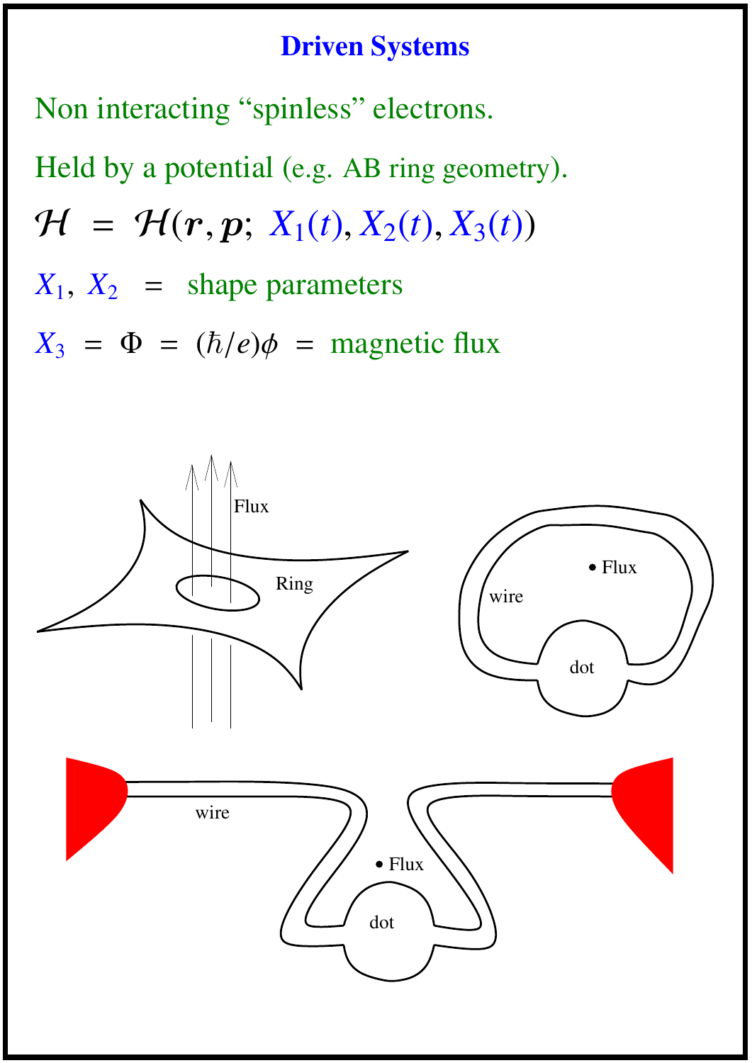# Driven Systems

Non interacting "spinless" electrons.

Held by a potential (e.g. AB ring geometry).

$$\mathcal{H} = \mathcal{H}(\boldsymbol{r}, \boldsymbol{p};\ X_1(t), X_2(t), X_3(t))$$

$X_1,\ X_2$ = shape parameters

$X_3 = \Phi = (\hbar/e)\phi$ = magnetic flux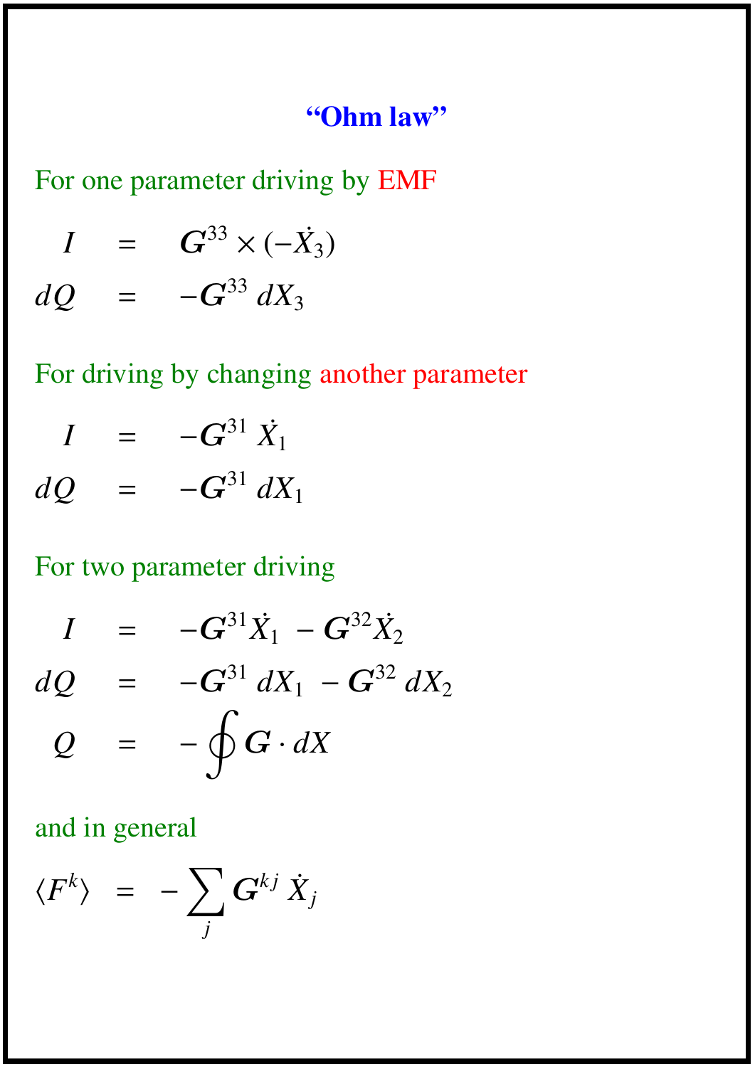# "Ohm law"

For one parameter driving by EMF

$$
\begin{aligned}
I &= \boldsymbol{G}^{33} \times (-\dot{X}_3) \\
dQ &= -\boldsymbol{G}^{33}\, dX_3
\end{aligned}
$$

For driving by changing another parameter

$$
\begin{aligned}
I &= -\boldsymbol{G}^{31}\, \dot{X}_1 \\
dQ &= -\boldsymbol{G}^{31}\, dX_1
\end{aligned}
$$

For two parameter driving

$$
\begin{aligned}
I &= -\boldsymbol{G}^{31} \dot{X}_1 - \boldsymbol{G}^{32} \dot{X}_2 \\
dQ &= -\boldsymbol{G}^{31}\, dX_1 - \boldsymbol{G}^{32}\, dX_2 \\
Q &= -\oint \boldsymbol{G} \cdot dX
\end{aligned}
$$

and in general

$$
\langle F^k \rangle = -\sum_j \boldsymbol{G}^{kj}\, \dot{X}_j
$$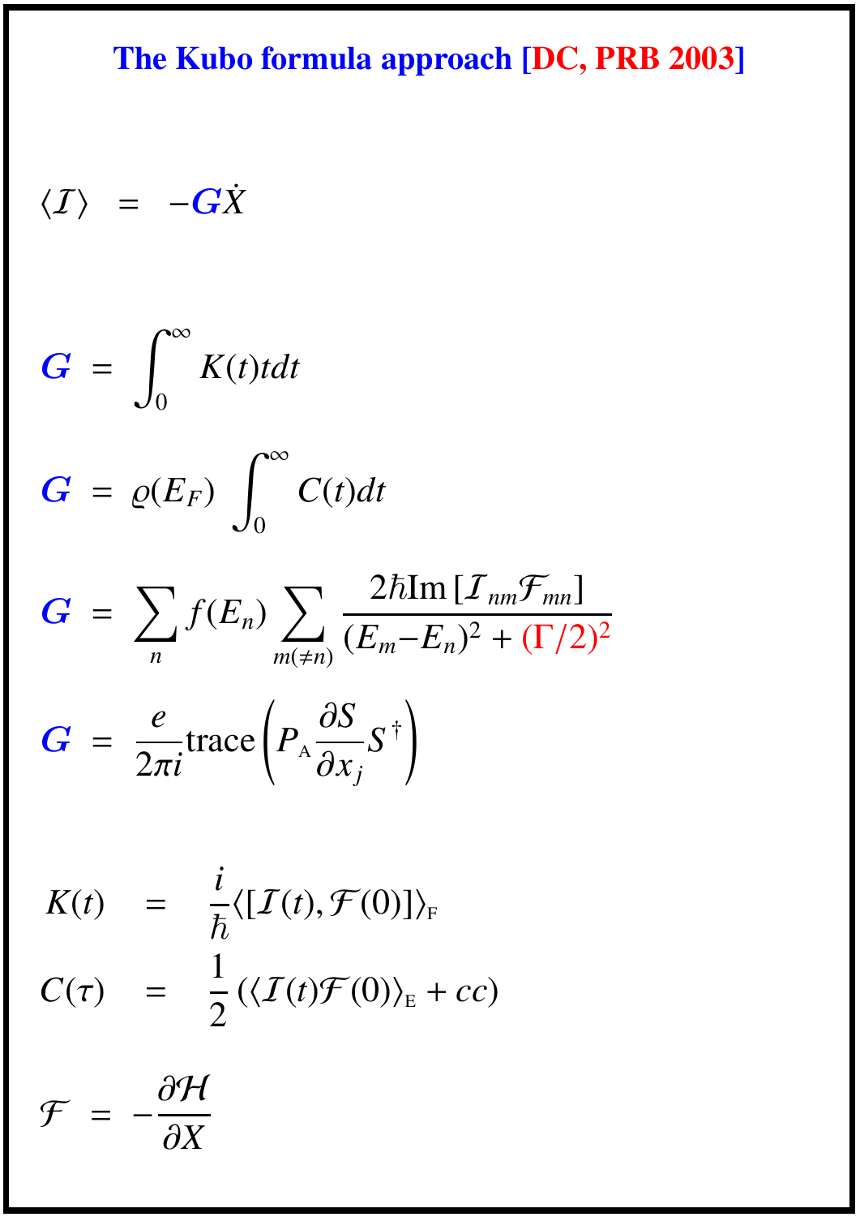# The Kubo formula approach [DC, PRB 2003]

$$\langle \mathcal{I} \rangle = -\boldsymbol{G}\dot{X}$$

$$\boldsymbol{G} = \int_0^\infty K(t)t\,dt$$

$$\boldsymbol{G} = \varrho(E_F) \int_0^\infty C(t)dt$$

$$\boldsymbol{G} = \sum_n f(E_n) \sum_{m(\neq n)} \frac{2\hbar \mathrm{Im}\left[\mathcal{I}_{nm}\mathcal{F}_{mn}\right]}{(E_m - E_n)^2 + (\Gamma/2)^2}$$

$$\boldsymbol{G} = \frac{e}{2\pi i}\mathrm{trace}\left(P_{\mathrm{A}}\frac{\partial S}{\partial x_j}S^\dagger\right)$$

$$K(t) = \frac{i}{\hbar}\langle[\mathcal{I}(t), \mathcal{F}(0)]\rangle_{\mathrm{F}}$$

$$C(\tau) = \frac{1}{2}\left(\langle \mathcal{I}(t)\mathcal{F}(0)\rangle_{\mathrm{E}} + cc\right)$$

$$\mathcal{F} = -\frac{\partial \mathcal{H}}{\partial X}$$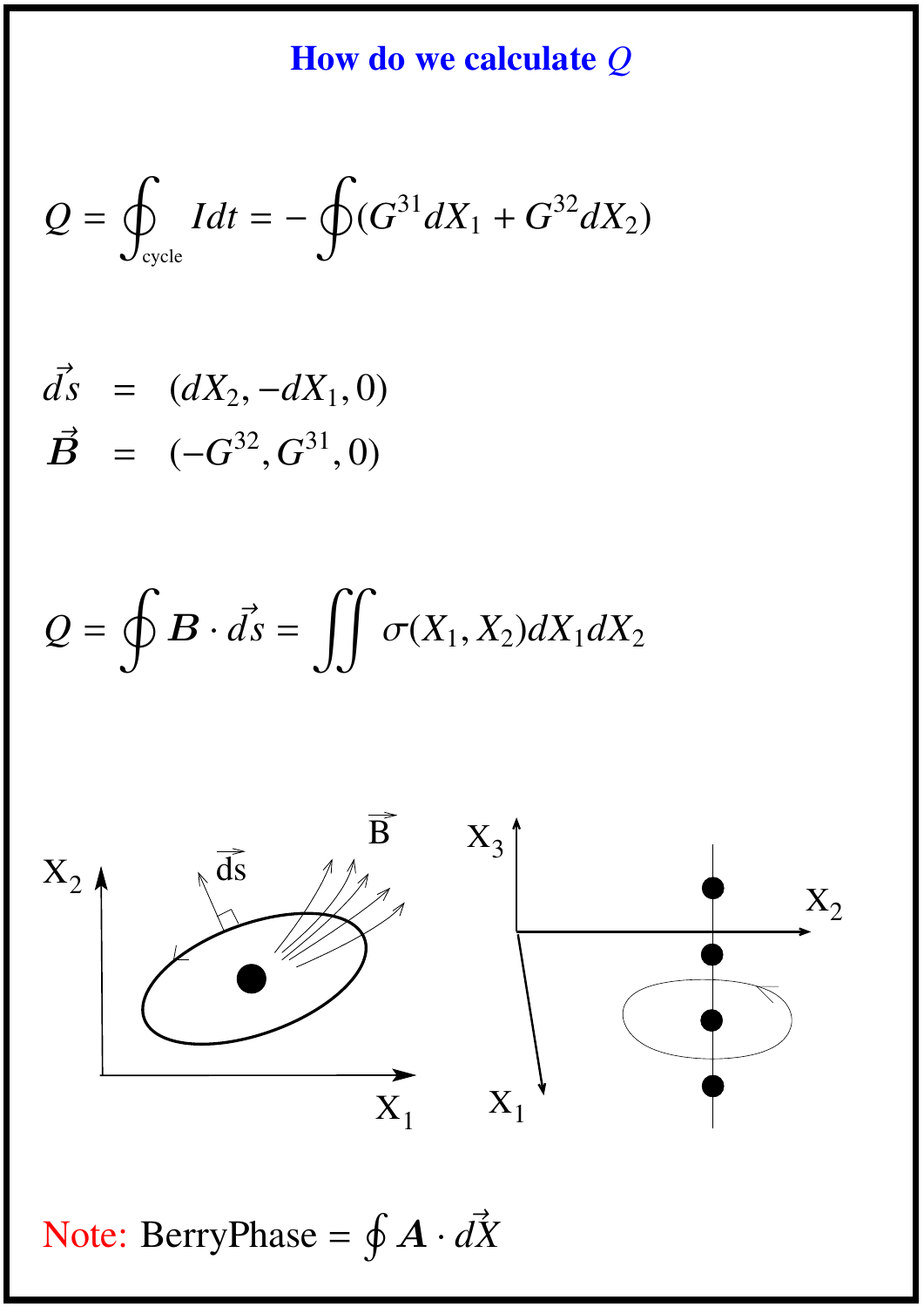## How do we calculate $Q$

$$Q = \oint_{\text{cycle}} I dt = -\oint (G^{31} dX_1 + G^{32} dX_2)$$

$$\vec{ds} = (dX_2, -dX_1, 0)$$
$$\vec{B} = (-G^{32}, G^{31}, 0)$$

$$Q = \oint \boldsymbol{B} \cdot \vec{ds} = \iint \sigma(X_1, X_2) dX_1 dX_2$$

Note: BerryPhase $= \oint \boldsymbol{A} \cdot d\vec{X}$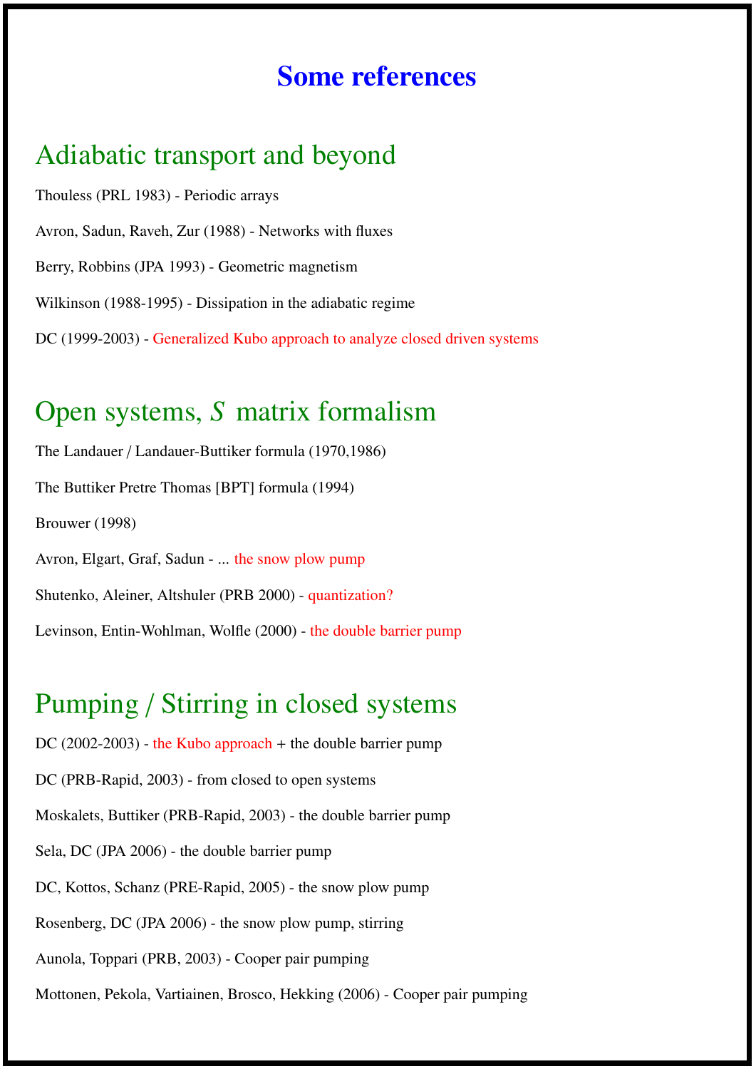# Some references

## Adiabatic transport and beyond

Thouless (PRL 1983) - Periodic arrays

Avron, Sadun, Raveh, Zur (1988) - Networks with fluxes

Berry, Robbins (JPA 1993) - Geometric magnetism

Wilkinson (1988-1995) - Dissipation in the adiabatic regime

DC (1999-2003) - Generalized Kubo approach to analyze closed driven systems

## Open systems, $S$ matrix formalism

The Landauer / Landauer-Buttiker formula (1970,1986)

The Buttiker Pretre Thomas [BPT] formula (1994)

Brouwer (1998)

Avron, Elgart, Graf, Sadun - ... the snow plow pump

Shutenko, Aleiner, Altshuler (PRB 2000) - quantization?

Levinson, Entin-Wohlman, Wolfle (2000) - the double barrier pump

## Pumping / Stirring in closed systems

DC (2002-2003) - the Kubo approach + the double barrier pump

DC (PRB-Rapid, 2003) - from closed to open systems

Moskalets, Buttiker (PRB-Rapid, 2003) - the double barrier pump

Sela, DC (JPA 2006) - the double barrier pump

DC, Kottos, Schanz (PRE-Rapid, 2005) - the snow plow pump

Rosenberg, DC (JPA 2006) - the snow plow pump, stirring

Aunola, Toppari (PRB, 2003) - Cooper pair pumping

Mottonen, Pekola, Vartiainen, Brosco, Hekking (2006) - Cooper pair pumping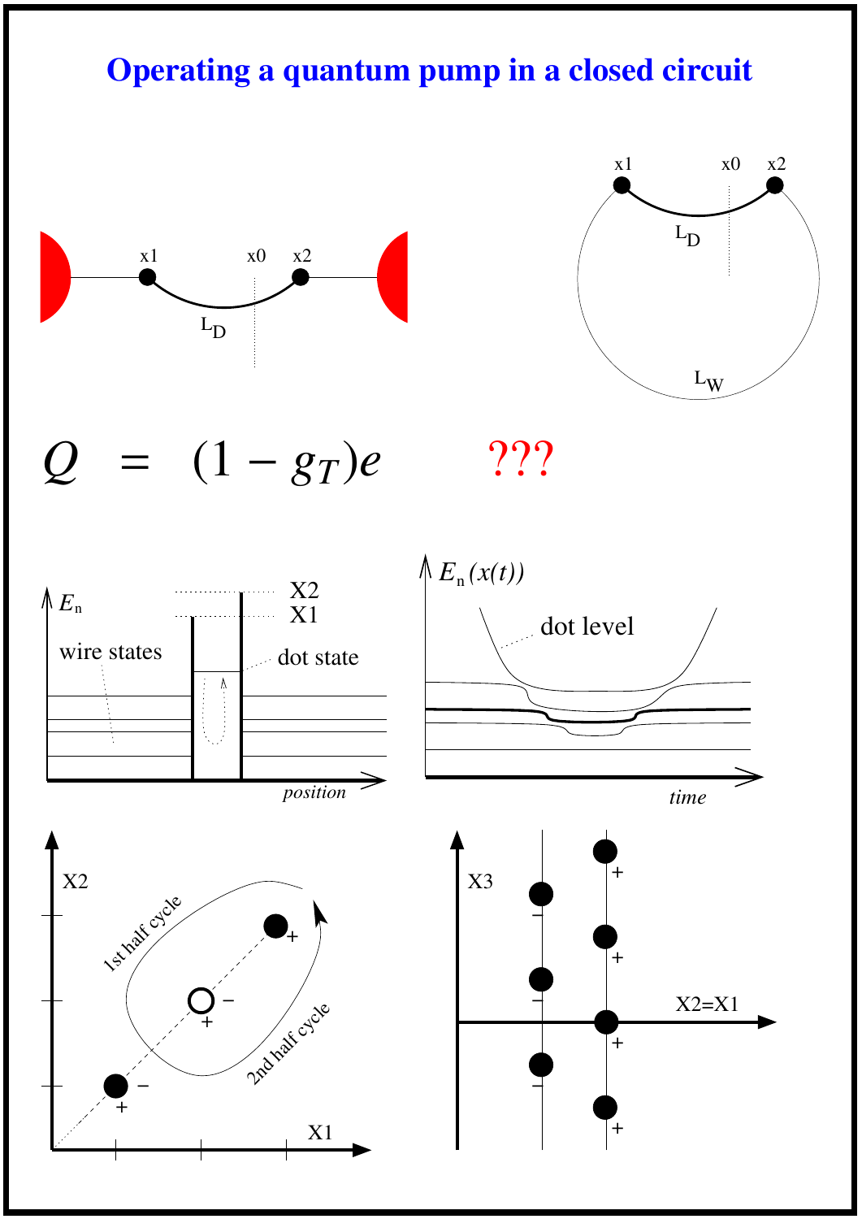# Operating a quantum pump in a closed circuit

$$Q = (1 - g_T)e \qquad ???$$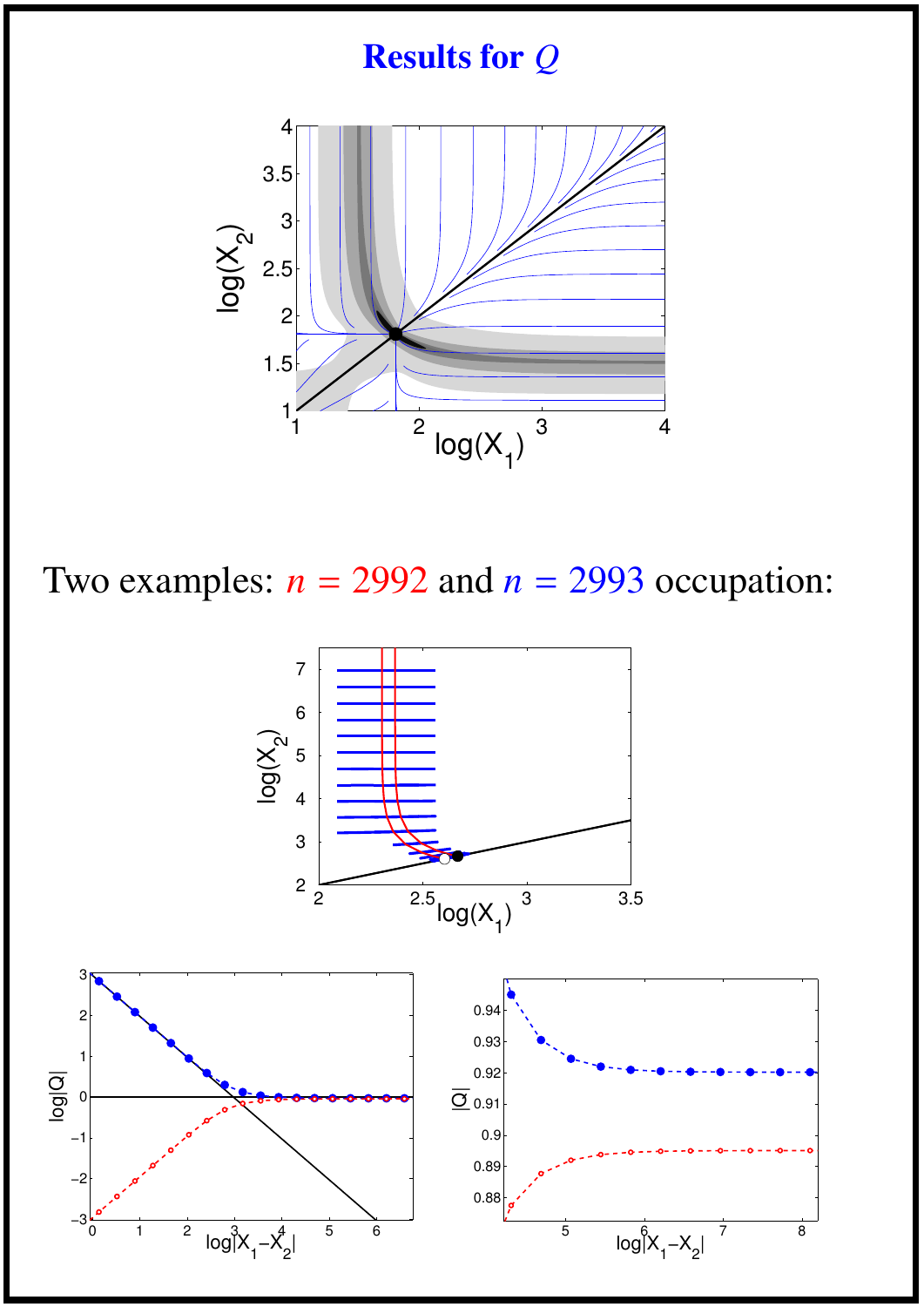# Results for $Q$

Two examples: $n = 2992$ and $n = 2993$ occupation: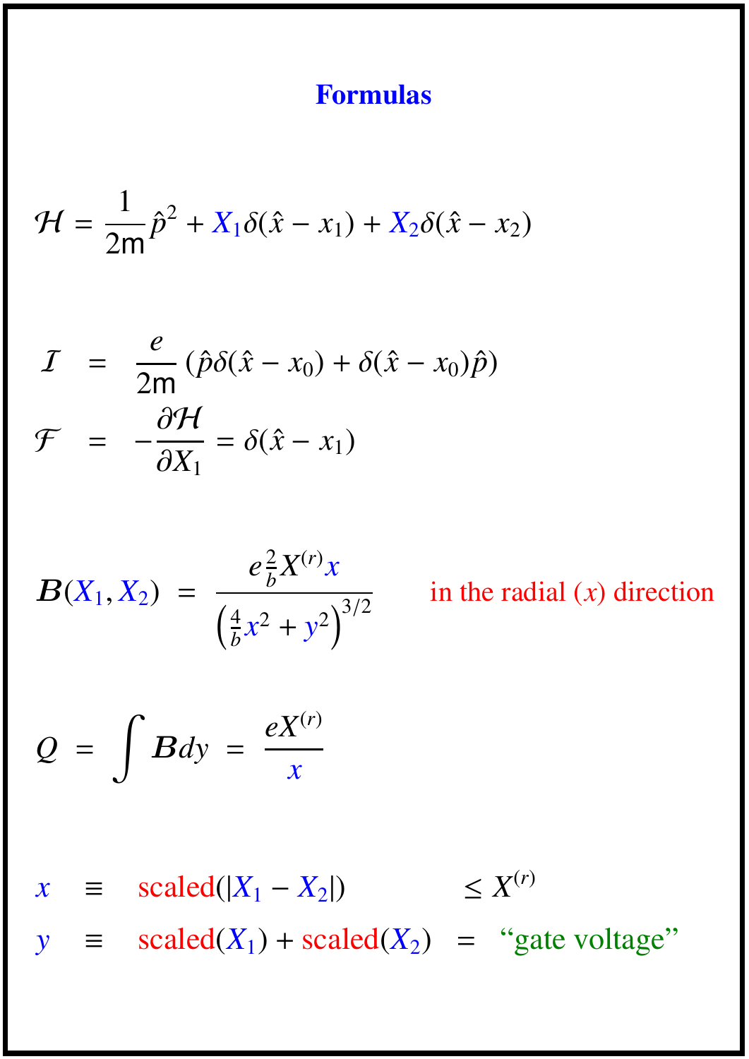# Formulas

$$\mathcal{H} = \frac{1}{2\mathsf{m}}\hat{p}^2 + X_1\delta(\hat{x} - x_1) + X_2\delta(\hat{x} - x_2)$$

$$\mathcal{I} \;=\; \frac{e}{2\mathsf{m}}\left(\hat{p}\delta(\hat{x} - x_0) + \delta(\hat{x} - x_0)\hat{p}\right)$$

$$\mathcal{F} \;=\; -\frac{\partial \mathcal{H}}{\partial X_1} = \delta(\hat{x} - x_1)$$

$$\boldsymbol{B}(X_1, X_2) \;=\; \frac{e\frac{2}{b}X^{(r)}x}{\left(\frac{4}{b}x^2 + y^2\right)^{3/2}} \qquad \text{in the radial } (x) \text{ direction}$$

$$Q \;=\; \int \boldsymbol{B}dy \;=\; \frac{eX^{(r)}}{x}$$

$$x \;\;\equiv\;\; \text{scaled}(|X_1 - X_2|) \qquad\qquad \leq X^{(r)}$$

$$y \;\;\equiv\;\; \text{scaled}(X_1) + \text{scaled}(X_2) \;\;=\;\; \text{“gate voltage”}$$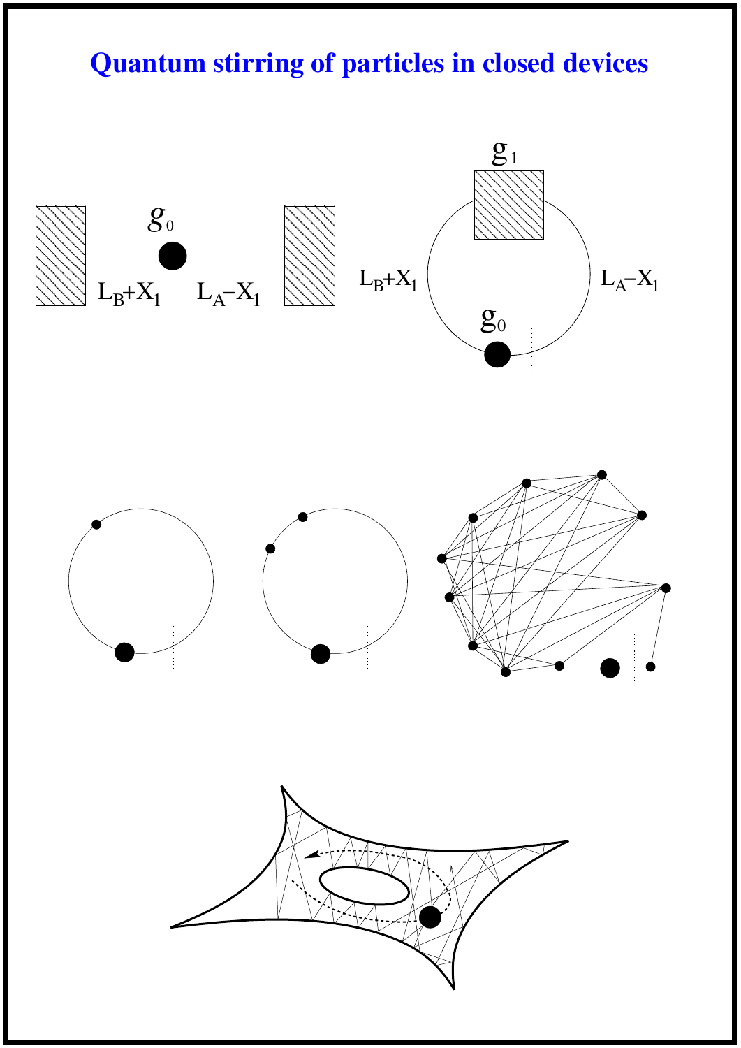# Quantum stirring of particles in closed devices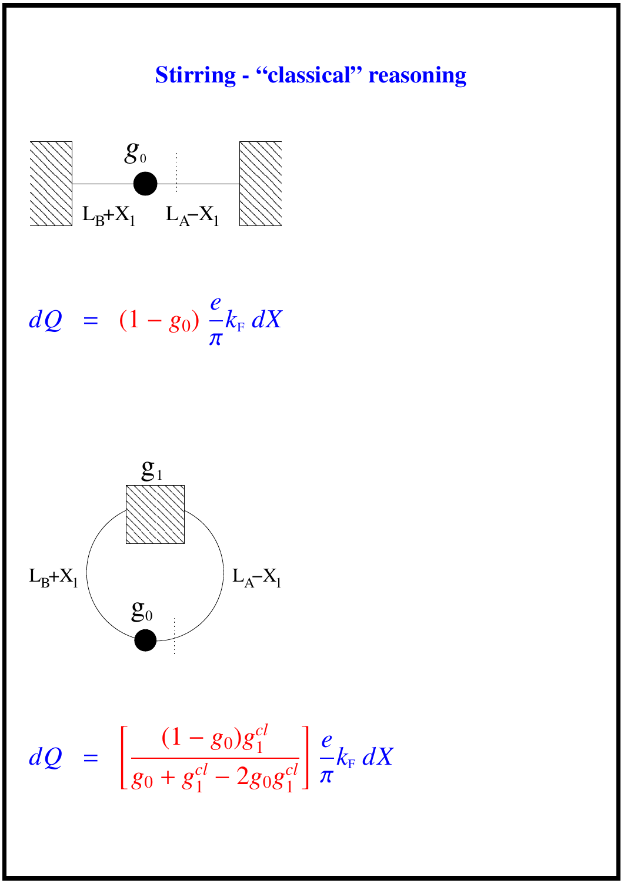# Stirring - “classical” reasoning

$g_0$

$L_B+X_1$ $L_A-X_1$

$$dQ = (1 - g_0)\,\frac{e}{\pi} k_F\, dX$$

$g_1$

$L_B+X_1$ $L_A-X_1$

$g_0$

$$dQ = \left[\frac{(1-g_0)g_1^{cl}}{g_0 + g_1^{cl} - 2g_0 g_1^{cl}}\right] \frac{e}{\pi} k_F\, dX$$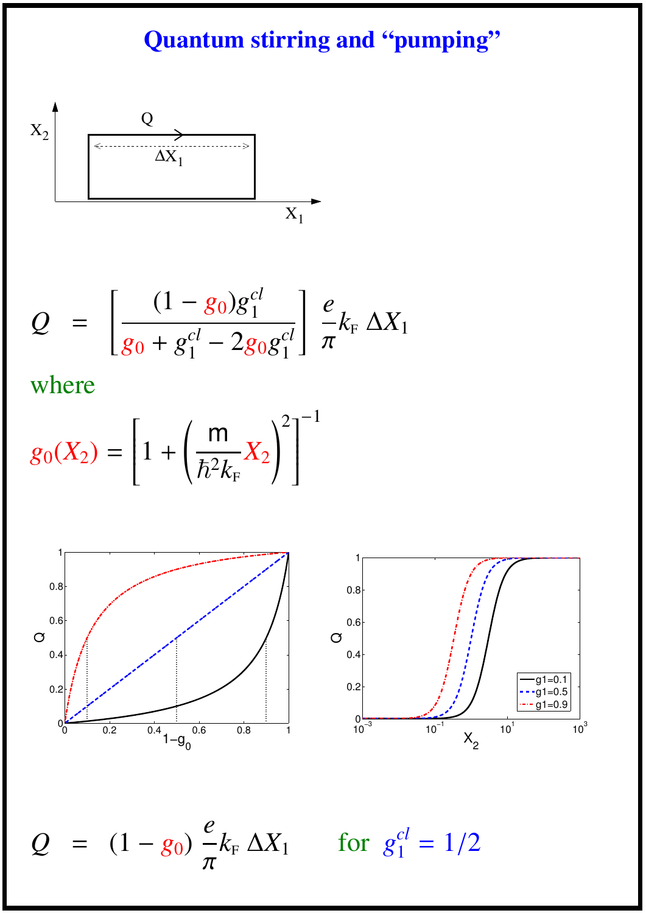# Quantum stirring and "pumping"

$$Q = \left[\frac{(1-g_0)g_1^{cl}}{g_0 + g_1^{cl} - 2g_0 g_1^{cl}}\right] \frac{e}{\pi} k_{\text{F}}\, \Delta X_1$$

where

$$g_0(X_2) = \left[1 + \left(\frac{\mathsf{m}}{\hbar^2 k_{\text{F}}} X_2\right)^2\right]^{-1}$$

$$Q = (1 - g_0)\, \frac{e}{\pi} k_{\text{F}}\, \Delta X_1 \qquad \text{for } g_1^{cl} = 1/2$$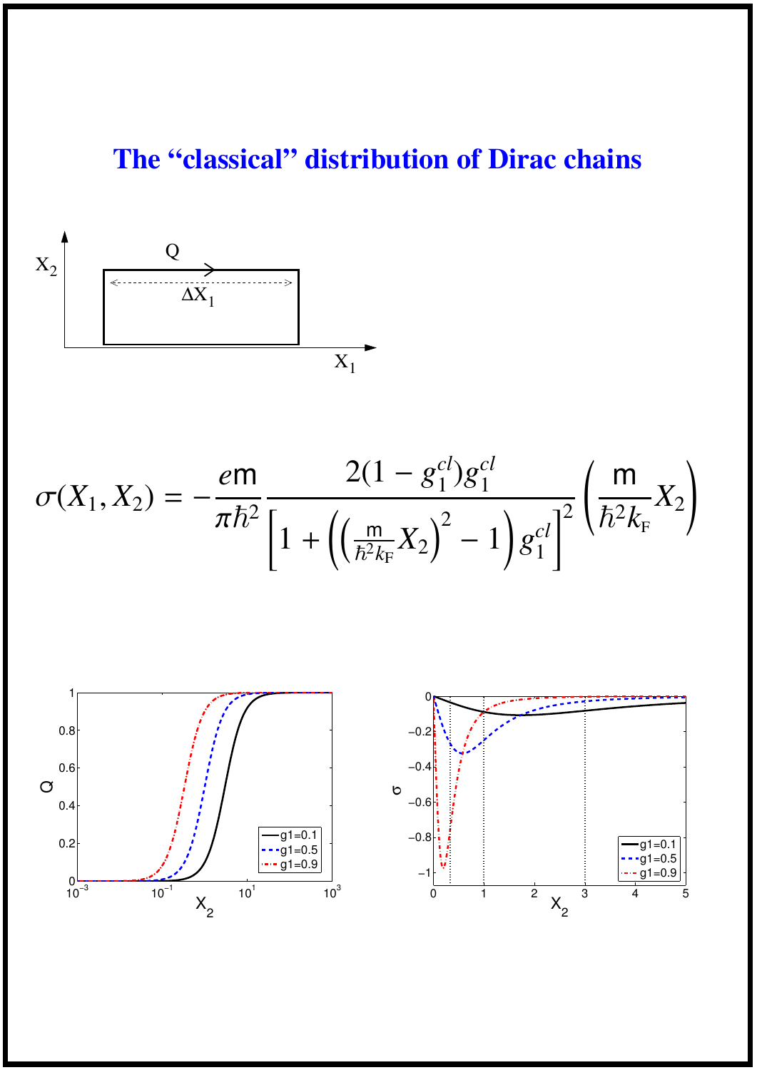# The "classical" distribution of Dirac chains

$$\sigma(X_1, X_2) = -\frac{e\mathsf{m}}{\pi\hbar^2} \frac{2(1-g_1^{cl})g_1^{cl}}{\left[1+\left(\left(\frac{\mathsf{m}}{\hbar^2 k_{\mathrm{F}}}X_2\right)^2 - 1\right)g_1^{cl}\right]^2} \left(\frac{\mathsf{m}}{\hbar^2 k_{\mathrm{F}}} X_2\right)$$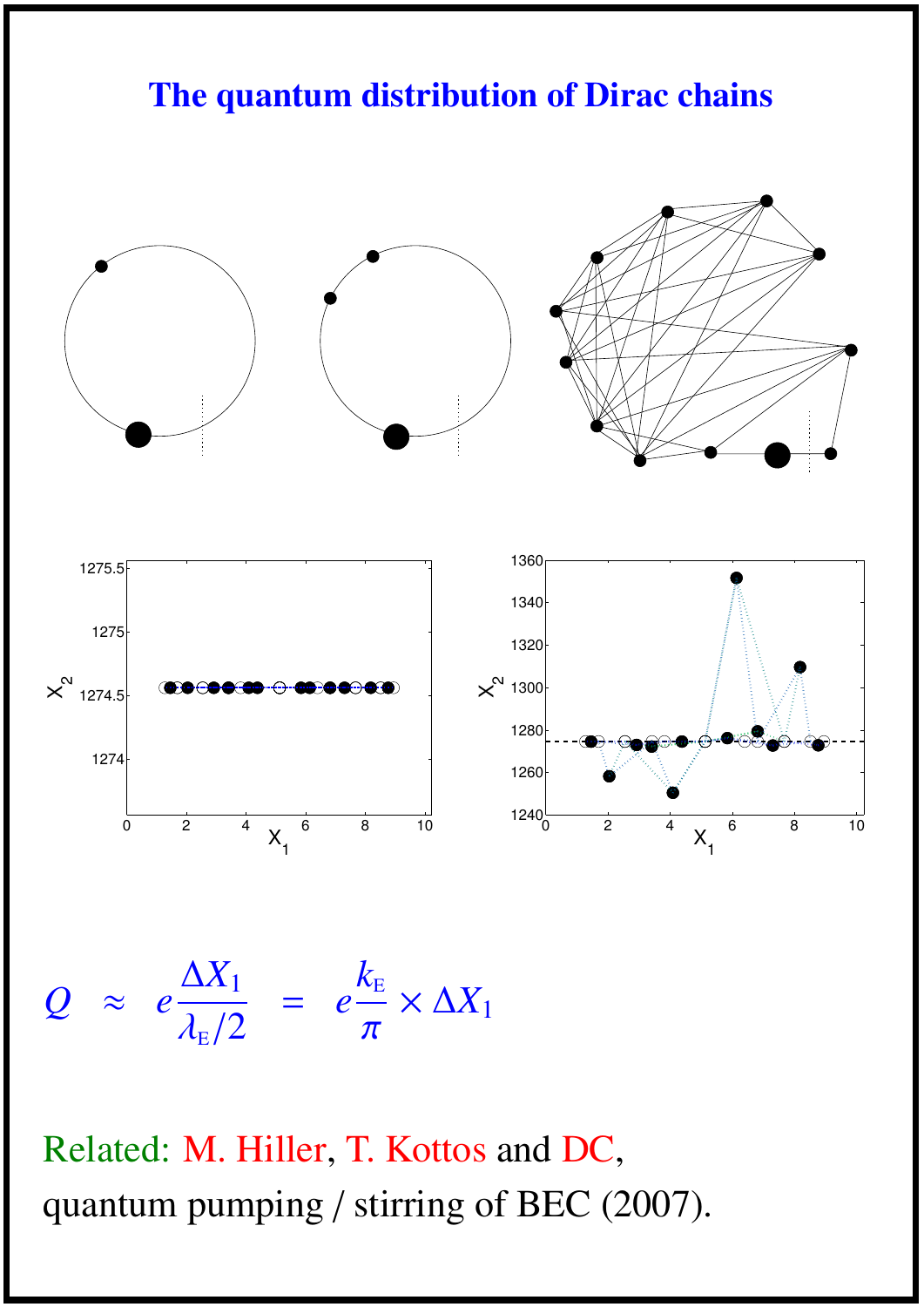# The quantum distribution of Dirac chains

$$Q \;\approx\; e\frac{\Delta X_1}{\lambda_{\text{E}}/2} \;=\; e\frac{k_{\text{E}}}{\pi} \times \Delta X_1$$

Related: M. Hiller, T. Kottos and DC, quantum pumping / stirring of BEC (2007).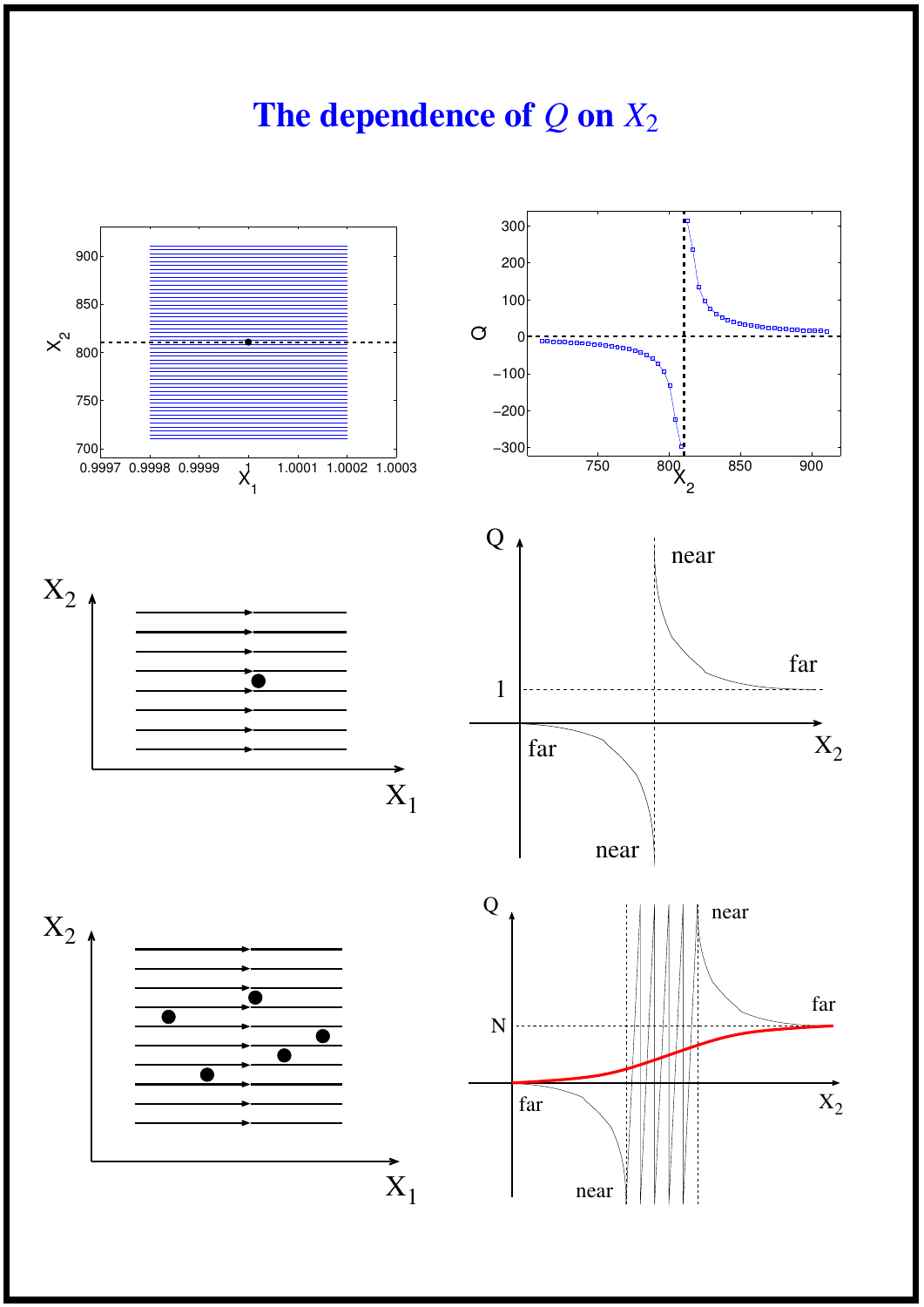# The dependence of $Q$ on $X_2$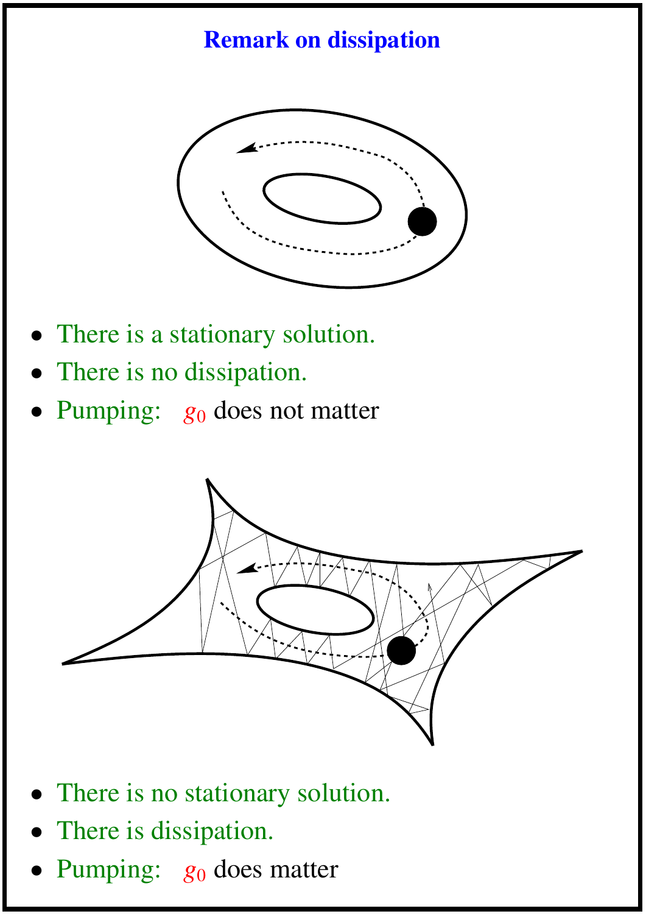## Remark on dissipation

- There is a stationary solution.
- There is no dissipation.
- Pumping: $g_0$ does not matter

- There is no stationary solution.
- There is dissipation.
- Pumping: $g_0$ does matter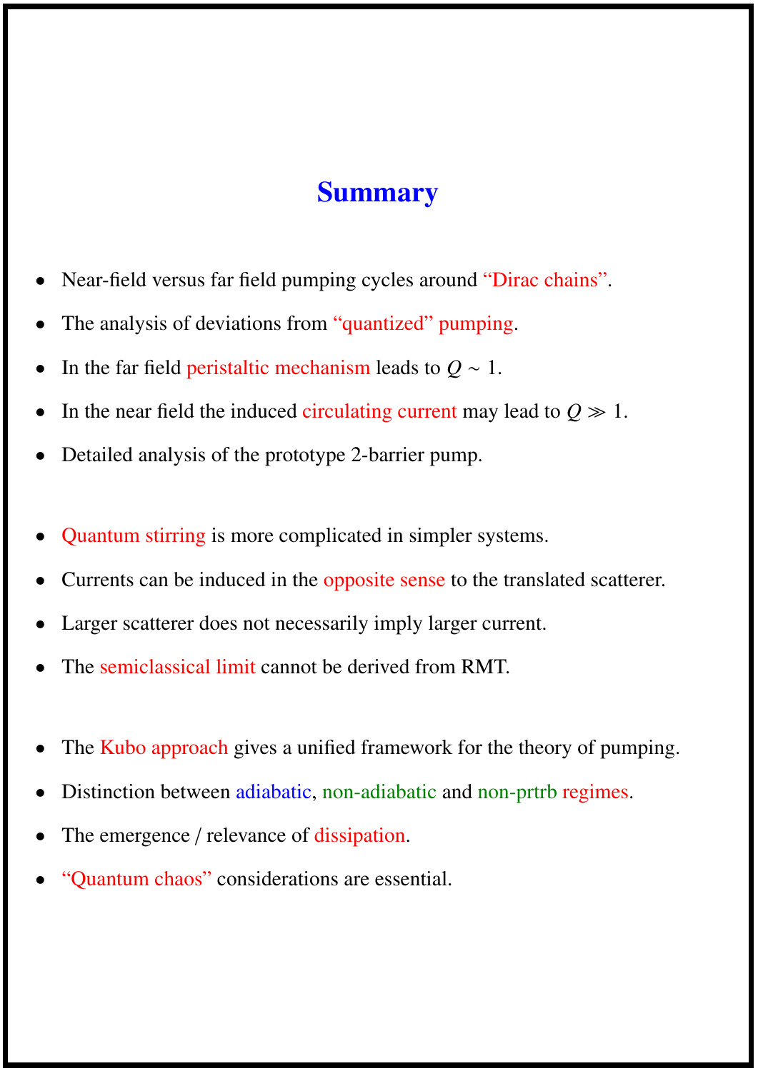# Summary

- Near-field versus far field pumping cycles around "Dirac chains".
- The analysis of deviations from "quantized" pumping.
- In the far field peristaltic mechanism leads to $Q \sim 1$.
- In the near field the induced circulating current may lead to $Q \gg 1$.
- Detailed analysis of the prototype 2-barrier pump.

- Quantum stirring is more complicated in simpler systems.
- Currents can be induced in the opposite sense to the translated scatterer.
- Larger scatterer does not necessarily imply larger current.
- The semiclassical limit cannot be derived from RMT.

- The Kubo approach gives a unified framework for the theory of pumping.
- Distinction between adiabatic, non-adiabatic and non-prtrb regimes.
- The emergence / relevance of dissipation.
- "Quantum chaos" considerations are essential.